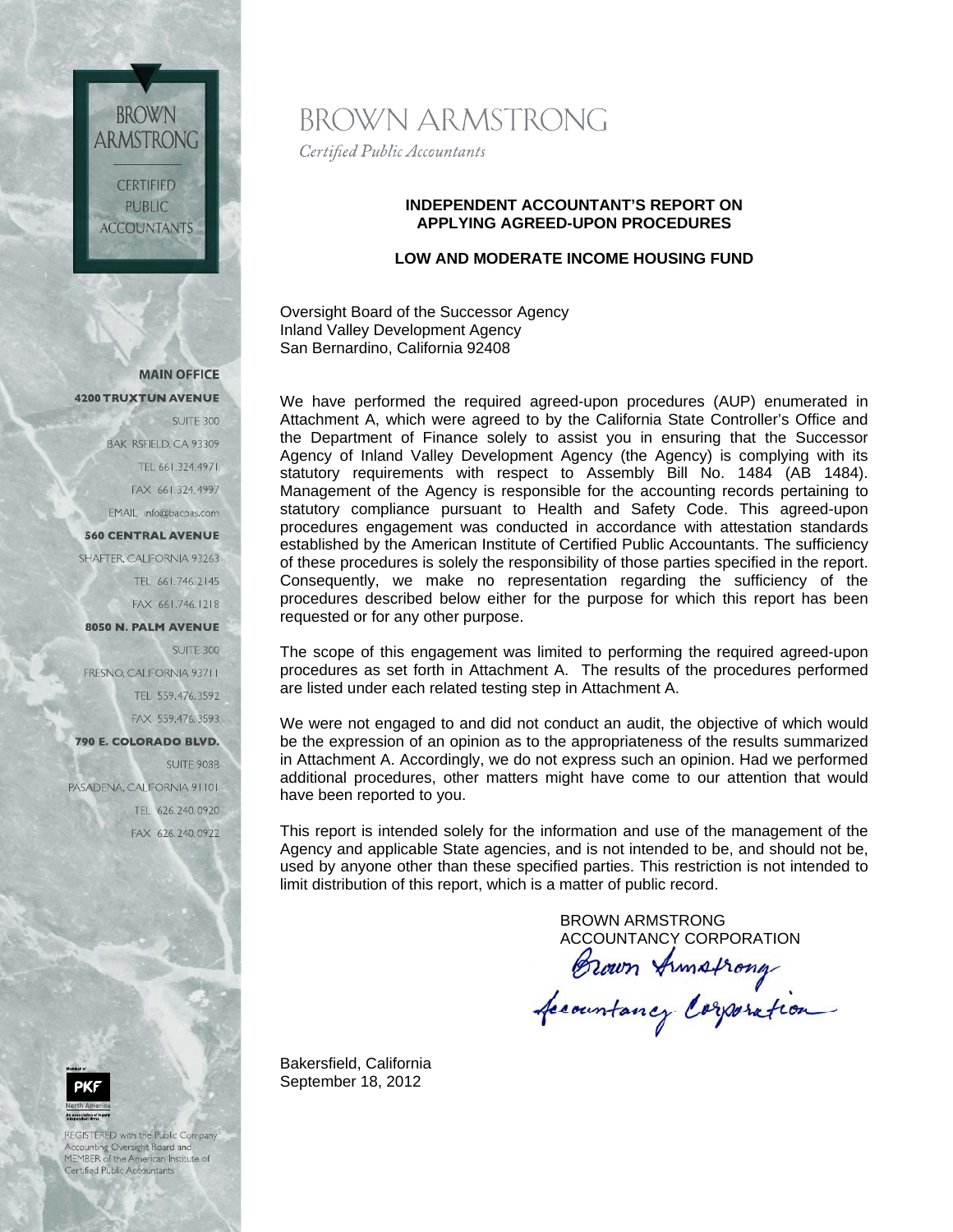# BROWN ARMSTRONG

*Certified Public Accountants*

**MAIN OFFICE**

**4200 TRUXTUN AVENUE**
SUITE 300
BAKERSFIELD, CA 93309
TEL 661.324.4971
FAX 661.324.4997
EMAIL info@bacpas.com

**560 CENTRAL AVENUE**
SHAFTER, CALIFORNIA 93263
TEL 661.746.2145
FAX 661.746.1218

**8050 N. PALM AVENUE**
SUITE 300
FRESNO, CALIFORNIA 93711
TEL 559.476.3592
FAX 559.476.3593

**790 E. COLORADO BLVD.**
SUITE 908B
PASADENA, CALIFORNIA 91101
TEL 626.240.0920
FAX 626.240.0922

REGISTERED with the Public Company Accounting Oversight Board and MEMBER of the American Institute of Certified Public Accountants

## INDEPENDENT ACCOUNTANT'S REPORT ON APPLYING AGREED-UPON PROCEDURES

## LOW AND MODERATE INCOME HOUSING FUND

Oversight Board of the Successor Agency
Inland Valley Development Agency
San Bernardino, California 92408

We have performed the required agreed-upon procedures (AUP) enumerated in Attachment A, which were agreed to by the California State Controller's Office and the Department of Finance solely to assist you in ensuring that the Successor Agency of Inland Valley Development Agency (the Agency) is complying with its statutory requirements with respect to Assembly Bill No. 1484 (AB 1484). Management of the Agency is responsible for the accounting records pertaining to statutory compliance pursuant to Health and Safety Code. This agreed-upon procedures engagement was conducted in accordance with attestation standards established by the American Institute of Certified Public Accountants. The sufficiency of these procedures is solely the responsibility of those parties specified in the report. Consequently, we make no representation regarding the sufficiency of the procedures described below either for the purpose for which this report has been requested or for any other purpose.

The scope of this engagement was limited to performing the required agreed-upon procedures as set forth in Attachment A. The results of the procedures performed are listed under each related testing step in Attachment A.

We were not engaged to and did not conduct an audit, the objective of which would be the expression of an opinion as to the appropriateness of the results summarized in Attachment A. Accordingly, we do not express such an opinion. Had we performed additional procedures, other matters might have come to our attention that would have been reported to you.

This report is intended solely for the information and use of the management of the Agency and applicable State agencies, and is not intended to be, and should not be, used by anyone other than these specified parties. This restriction is not intended to limit distribution of this report, which is a matter of public record.

BROWN ARMSTRONG
ACCOUNTANCY CORPORATION

*Brown Armstrong Accountancy Corporation*

Bakersfield, California
September 18, 2012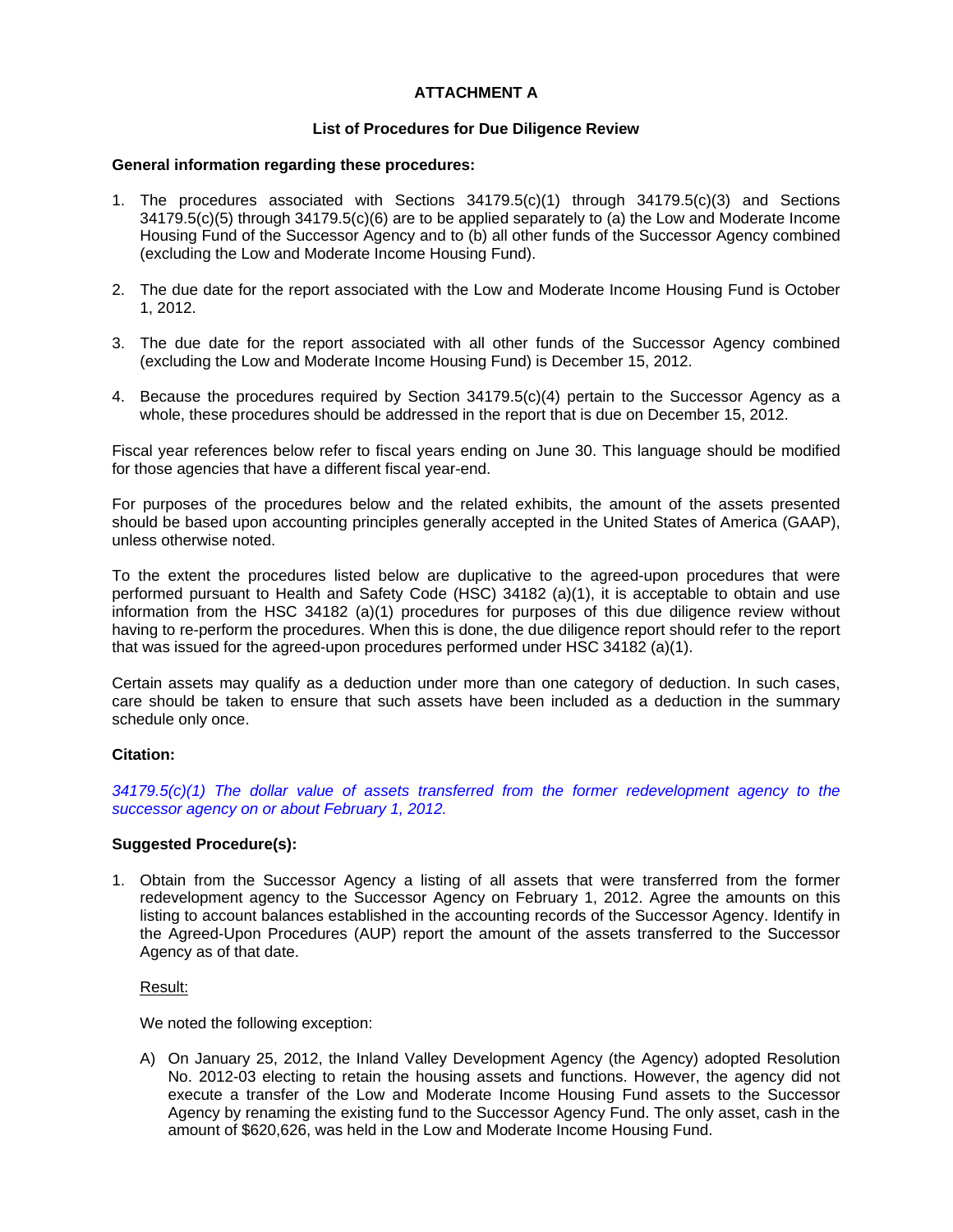**ATTACHMENT A**

**List of Procedures for Due Diligence Review**

**General information regarding these procedures:**

1. The procedures associated with Sections 34179.5(c)(1) through 34179.5(c)(3) and Sections 34179.5(c)(5) through 34179.5(c)(6) are to be applied separately to (a) the Low and Moderate Income Housing Fund of the Successor Agency and to (b) all other funds of the Successor Agency combined (excluding the Low and Moderate Income Housing Fund).

2. The due date for the report associated with the Low and Moderate Income Housing Fund is October 1, 2012.

3. The due date for the report associated with all other funds of the Successor Agency combined (excluding the Low and Moderate Income Housing Fund) is December 15, 2012.

4. Because the procedures required by Section 34179.5(c)(4) pertain to the Successor Agency as a whole, these procedures should be addressed in the report that is due on December 15, 2012.

Fiscal year references below refer to fiscal years ending on June 30. This language should be modified for those agencies that have a different fiscal year-end.

For purposes of the procedures below and the related exhibits, the amount of the assets presented should be based upon accounting principles generally accepted in the United States of America (GAAP), unless otherwise noted.

To the extent the procedures listed below are duplicative to the agreed-upon procedures that were performed pursuant to Health and Safety Code (HSC) 34182 (a)(1), it is acceptable to obtain and use information from the HSC 34182 (a)(1) procedures for purposes of this due diligence review without having to re-perform the procedures. When this is done, the due diligence report should refer to the report that was issued for the agreed-upon procedures performed under HSC 34182 (a)(1).

Certain assets may qualify as a deduction under more than one category of deduction. In such cases, care should be taken to ensure that such assets have been included as a deduction in the summary schedule only once.

**Citation:**

*34179.5(c)(1) The dollar value of assets transferred from the former redevelopment agency to the successor agency on or about February 1, 2012.*

**Suggested Procedure(s):**

1. Obtain from the Successor Agency a listing of all assets that were transferred from the former redevelopment agency to the Successor Agency on February 1, 2012. Agree the amounts on this listing to account balances established in the accounting records of the Successor Agency. Identify in the Agreed-Upon Procedures (AUP) report the amount of the assets transferred to the Successor Agency as of that date.

   Result:

   We noted the following exception:

   A) On January 25, 2012, the Inland Valley Development Agency (the Agency) adopted Resolution No. 2012-03 electing to retain the housing assets and functions. However, the agency did not execute a transfer of the Low and Moderate Income Housing Fund assets to the Successor Agency by renaming the existing fund to the Successor Agency Fund. The only asset, cash in the amount of $620,626, was held in the Low and Moderate Income Housing Fund.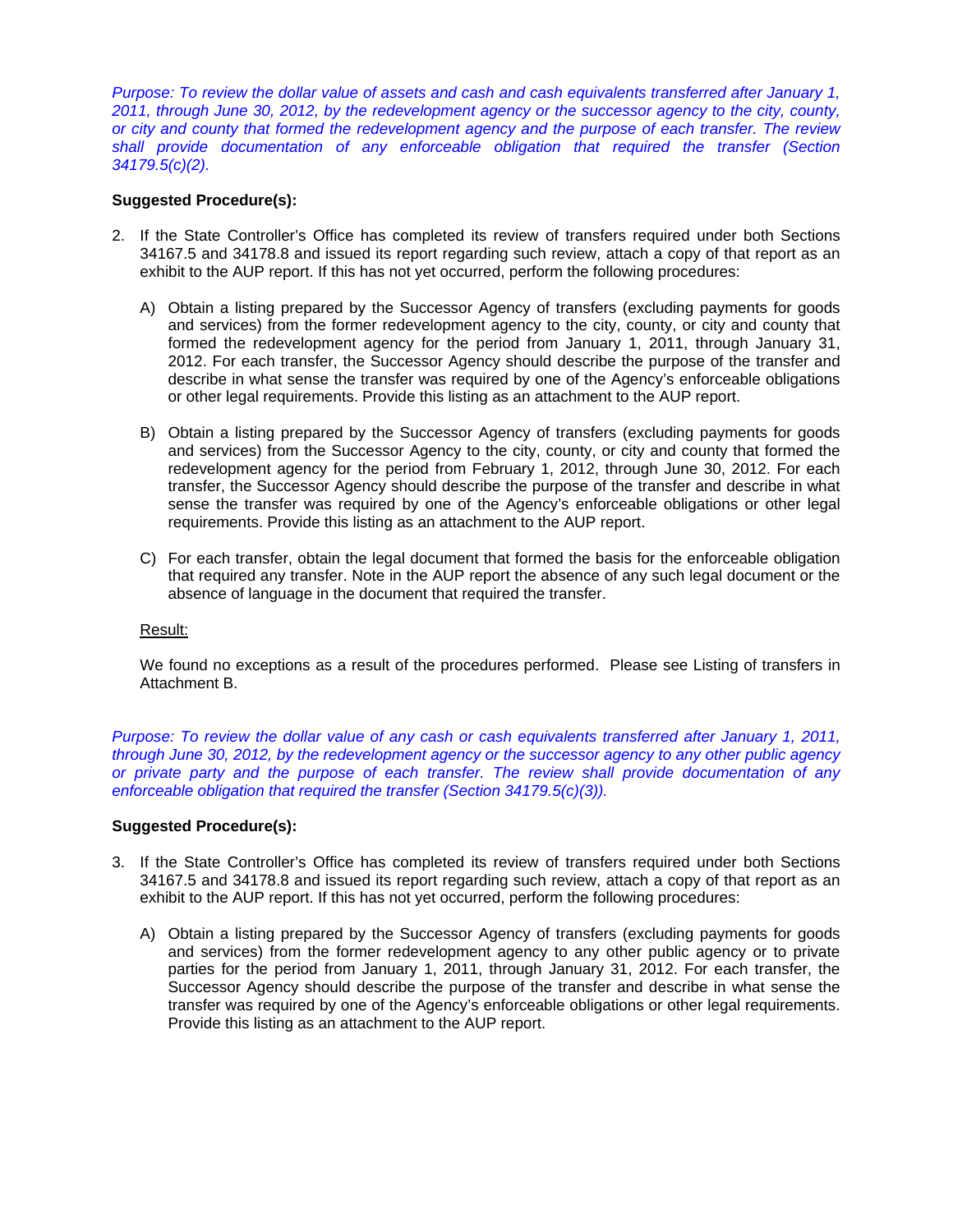*Purpose: To review the dollar value of assets and cash and cash equivalents transferred after January 1, 2011, through June 30, 2012, by the redevelopment agency or the successor agency to the city, county, or city and county that formed the redevelopment agency and the purpose of each transfer. The review shall provide documentation of any enforceable obligation that required the transfer (Section 34179.5(c)(2).*

**Suggested Procedure(s):**

2. If the State Controller's Office has completed its review of transfers required under both Sections 34167.5 and 34178.8 and issued its report regarding such review, attach a copy of that report as an exhibit to the AUP report. If this has not yet occurred, perform the following procedures:

   A) Obtain a listing prepared by the Successor Agency of transfers (excluding payments for goods and services) from the former redevelopment agency to the city, county, or city and county that formed the redevelopment agency for the period from January 1, 2011, through January 31, 2012. For each transfer, the Successor Agency should describe the purpose of the transfer and describe in what sense the transfer was required by one of the Agency's enforceable obligations or other legal requirements. Provide this listing as an attachment to the AUP report.

   B) Obtain a listing prepared by the Successor Agency of transfers (excluding payments for goods and services) from the Successor Agency to the city, county, or city and county that formed the redevelopment agency for the period from February 1, 2012, through June 30, 2012. For each transfer, the Successor Agency should describe the purpose of the transfer and describe in what sense the transfer was required by one of the Agency's enforceable obligations or other legal requirements. Provide this listing as an attachment to the AUP report.

   C) For each transfer, obtain the legal document that formed the basis for the enforceable obligation that required any transfer. Note in the AUP report the absence of any such legal document or the absence of language in the document that required the transfer.

   Result:

   We found no exceptions as a result of the procedures performed. Please see Listing of transfers in Attachment B.

*Purpose: To review the dollar value of any cash or cash equivalents transferred after January 1, 2011, through June 30, 2012, by the redevelopment agency or the successor agency to any other public agency or private party and the purpose of each transfer. The review shall provide documentation of any enforceable obligation that required the transfer (Section 34179.5(c)(3)).*

**Suggested Procedure(s):**

3. If the State Controller's Office has completed its review of transfers required under both Sections 34167.5 and 34178.8 and issued its report regarding such review, attach a copy of that report as an exhibit to the AUP report. If this has not yet occurred, perform the following procedures:

   A) Obtain a listing prepared by the Successor Agency of transfers (excluding payments for goods and services) from the former redevelopment agency to any other public agency or to private parties for the period from January 1, 2011, through January 31, 2012. For each transfer, the Successor Agency should describe the purpose of the transfer and describe in what sense the transfer was required by one of the Agency's enforceable obligations or other legal requirements. Provide this listing as an attachment to the AUP report.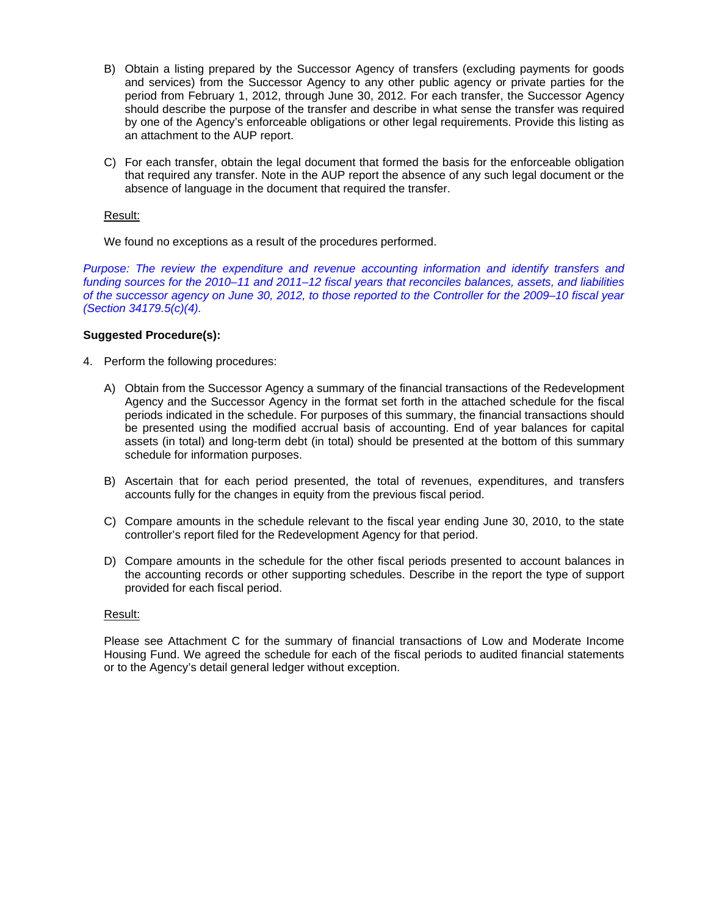B) Obtain a listing prepared by the Successor Agency of transfers (excluding payments for goods and services) from the Successor Agency to any other public agency or private parties for the period from February 1, 2012, through June 30, 2012. For each transfer, the Successor Agency should describe the purpose of the transfer and describe in what sense the transfer was required by one of the Agency's enforceable obligations or other legal requirements. Provide this listing as an attachment to the AUP report.

C) For each transfer, obtain the legal document that formed the basis for the enforceable obligation that required any transfer. Note in the AUP report the absence of any such legal document or the absence of language in the document that required the transfer.

Result:

We found no exceptions as a result of the procedures performed.

*Purpose: The review the expenditure and revenue accounting information and identify transfers and funding sources for the 2010–11 and 2011–12 fiscal years that reconciles balances, assets, and liabilities of the successor agency on June 30, 2012, to those reported to the Controller for the 2009–10 fiscal year (Section 34179.5(c)(4).*

**Suggested Procedure(s):**

4. Perform the following procedures:

   A) Obtain from the Successor Agency a summary of the financial transactions of the Redevelopment Agency and the Successor Agency in the format set forth in the attached schedule for the fiscal periods indicated in the schedule. For purposes of this summary, the financial transactions should be presented using the modified accrual basis of accounting. End of year balances for capital assets (in total) and long-term debt (in total) should be presented at the bottom of this summary schedule for information purposes.

   B) Ascertain that for each period presented, the total of revenues, expenditures, and transfers accounts fully for the changes in equity from the previous fiscal period.

   C) Compare amounts in the schedule relevant to the fiscal year ending June 30, 2010, to the state controller's report filed for the Redevelopment Agency for that period.

   D) Compare amounts in the schedule for the other fiscal periods presented to account balances in the accounting records or other supporting schedules. Describe in the report the type of support provided for each fiscal period.

   Result:

   Please see Attachment C for the summary of financial transactions of Low and Moderate Income Housing Fund. We agreed the schedule for each of the fiscal periods to audited financial statements or to the Agency's detail general ledger without exception.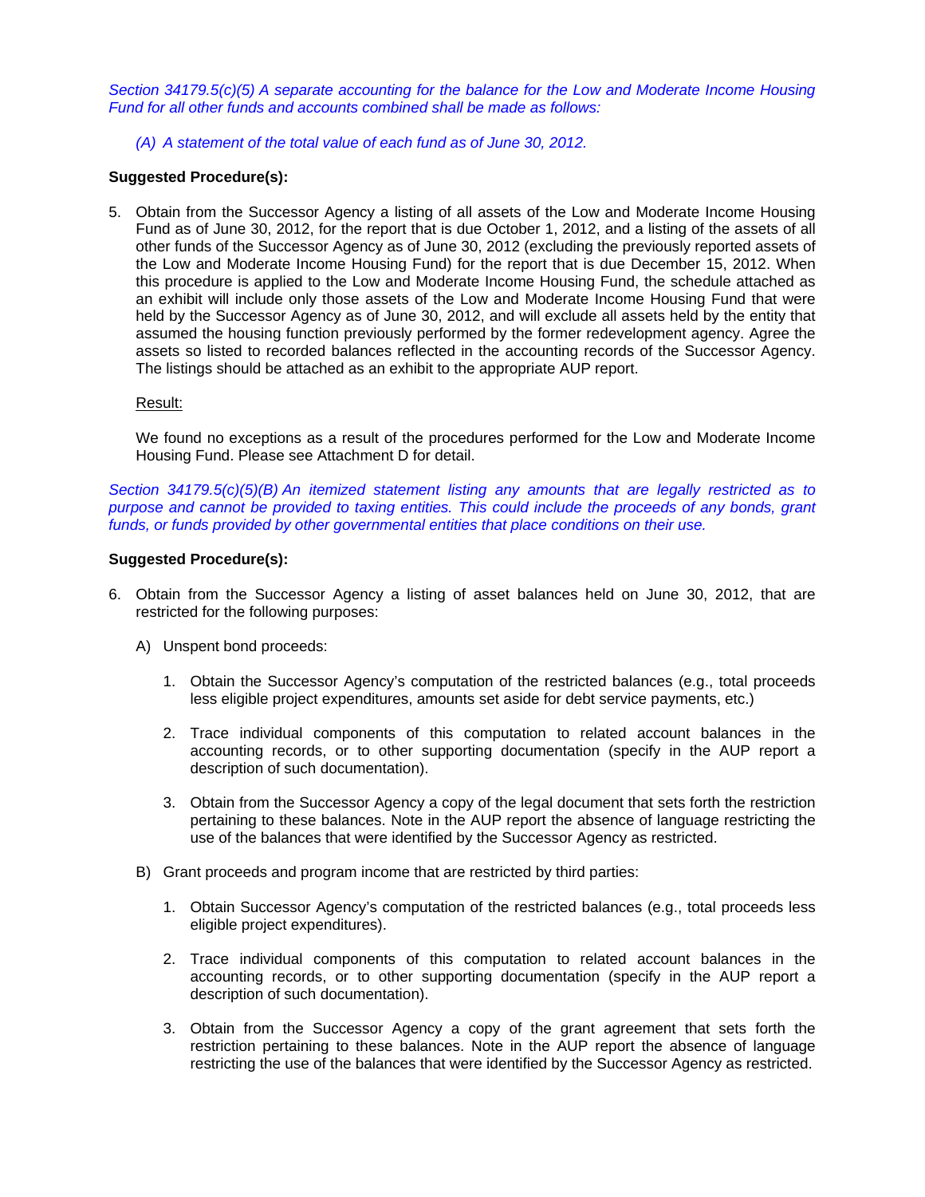*Section 34179.5(c)(5) A separate accounting for the balance for the Low and Moderate Income Housing Fund for all other funds and accounts combined shall be made as follows:*

*(A) A statement of the total value of each fund as of June 30, 2012.*

**Suggested Procedure(s):**

5. Obtain from the Successor Agency a listing of all assets of the Low and Moderate Income Housing Fund as of June 30, 2012, for the report that is due October 1, 2012, and a listing of the assets of all other funds of the Successor Agency as of June 30, 2012 (excluding the previously reported assets of the Low and Moderate Income Housing Fund) for the report that is due December 15, 2012. When this procedure is applied to the Low and Moderate Income Housing Fund, the schedule attached as an exhibit will include only those assets of the Low and Moderate Income Housing Fund that were held by the Successor Agency as of June 30, 2012, and will exclude all assets held by the entity that assumed the housing function previously performed by the former redevelopment agency. Agree the assets so listed to recorded balances reflected in the accounting records of the Successor Agency. The listings should be attached as an exhibit to the appropriate AUP report.

   Result:

   We found no exceptions as a result of the procedures performed for the Low and Moderate Income Housing Fund. Please see Attachment D for detail.

*Section 34179.5(c)(5)(B) An itemized statement listing any amounts that are legally restricted as to purpose and cannot be provided to taxing entities. This could include the proceeds of any bonds, grant funds, or funds provided by other governmental entities that place conditions on their use.*

**Suggested Procedure(s):**

6. Obtain from the Successor Agency a listing of asset balances held on June 30, 2012, that are restricted for the following purposes:

   A) Unspent bond proceeds:

      1. Obtain the Successor Agency's computation of the restricted balances (e.g., total proceeds less eligible project expenditures, amounts set aside for debt service payments, etc.)

      2. Trace individual components of this computation to related account balances in the accounting records, or to other supporting documentation (specify in the AUP report a description of such documentation).

      3. Obtain from the Successor Agency a copy of the legal document that sets forth the restriction pertaining to these balances. Note in the AUP report the absence of language restricting the use of the balances that were identified by the Successor Agency as restricted.

   B) Grant proceeds and program income that are restricted by third parties:

      1. Obtain Successor Agency's computation of the restricted balances (e.g., total proceeds less eligible project expenditures).

      2. Trace individual components of this computation to related account balances in the accounting records, or to other supporting documentation (specify in the AUP report a description of such documentation).

      3. Obtain from the Successor Agency a copy of the grant agreement that sets forth the restriction pertaining to these balances. Note in the AUP report the absence of language restricting the use of the balances that were identified by the Successor Agency as restricted.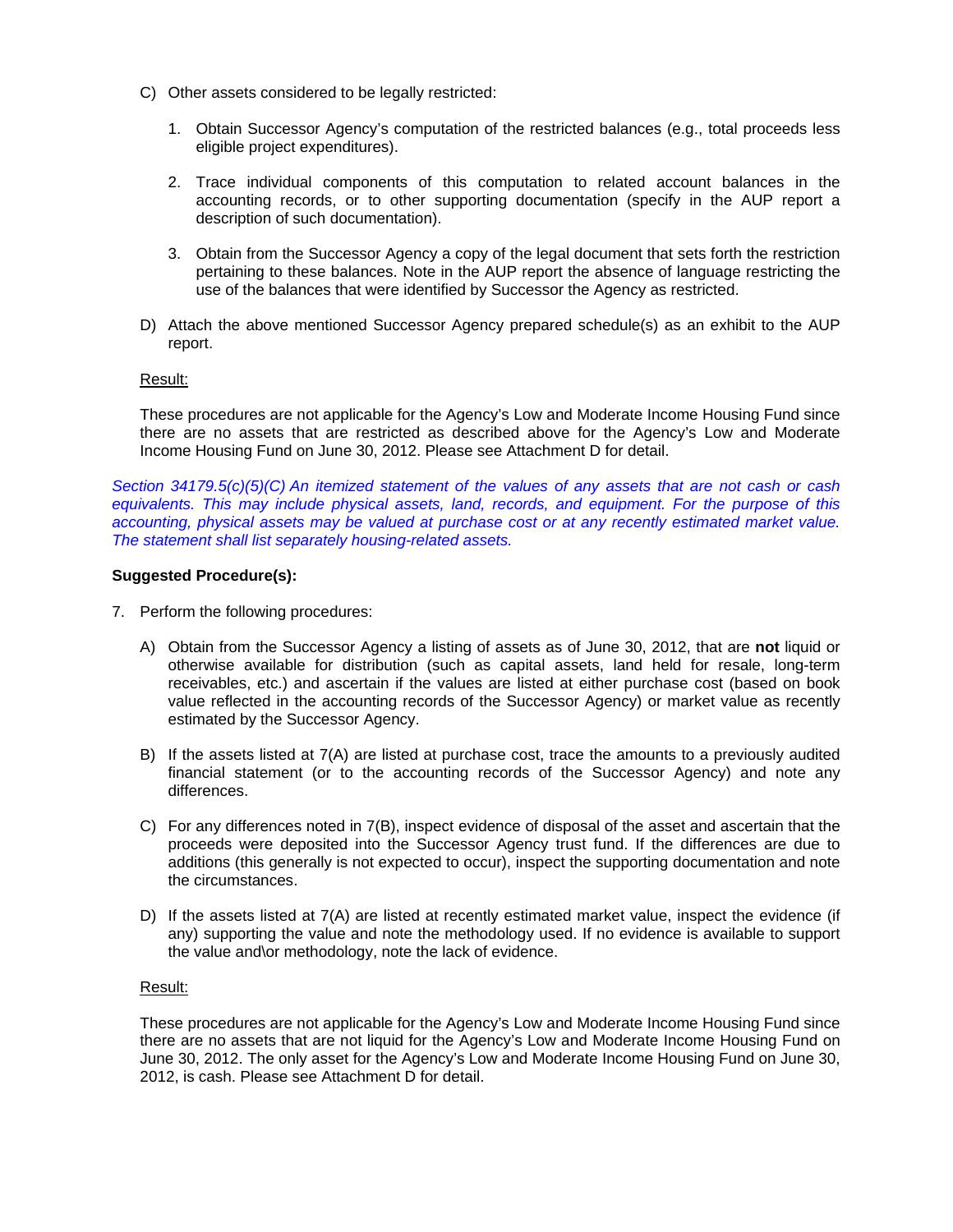C) Other assets considered to be legally restricted:

   1. Obtain Successor Agency's computation of the restricted balances (e.g., total proceeds less eligible project expenditures).

   2. Trace individual components of this computation to related account balances in the accounting records, or to other supporting documentation (specify in the AUP report a description of such documentation).

   3. Obtain from the Successor Agency a copy of the legal document that sets forth the restriction pertaining to these balances. Note in the AUP report the absence of language restricting the use of the balances that were identified by Successor the Agency as restricted.

D) Attach the above mentioned Successor Agency prepared schedule(s) as an exhibit to the AUP report.

Result:

These procedures are not applicable for the Agency's Low and Moderate Income Housing Fund since there are no assets that are restricted as described above for the Agency's Low and Moderate Income Housing Fund on June 30, 2012. Please see Attachment D for detail.

*Section 34179.5(c)(5)(C) An itemized statement of the values of any assets that are not cash or cash equivalents. This may include physical assets, land, records, and equipment. For the purpose of this accounting, physical assets may be valued at purchase cost or at any recently estimated market value. The statement shall list separately housing-related assets.*

**Suggested Procedure(s):**

7. Perform the following procedures:

   A) Obtain from the Successor Agency a listing of assets as of June 30, 2012, that are **not** liquid or otherwise available for distribution (such as capital assets, land held for resale, long-term receivables, etc.) and ascertain if the values are listed at either purchase cost (based on book value reflected in the accounting records of the Successor Agency) or market value as recently estimated by the Successor Agency.

   B) If the assets listed at 7(A) are listed at purchase cost, trace the amounts to a previously audited financial statement (or to the accounting records of the Successor Agency) and note any differences.

   C) For any differences noted in 7(B), inspect evidence of disposal of the asset and ascertain that the proceeds were deposited into the Successor Agency trust fund. If the differences are due to additions (this generally is not expected to occur), inspect the supporting documentation and note the circumstances.

   D) If the assets listed at 7(A) are listed at recently estimated market value, inspect the evidence (if any) supporting the value and note the methodology used. If no evidence is available to support the value and\or methodology, note the lack of evidence.

   Result:

   These procedures are not applicable for the Agency's Low and Moderate Income Housing Fund since there are no assets that are not liquid for the Agency's Low and Moderate Income Housing Fund on June 30, 2012. The only asset for the Agency's Low and Moderate Income Housing Fund on June 30, 2012, is cash. Please see Attachment D for detail.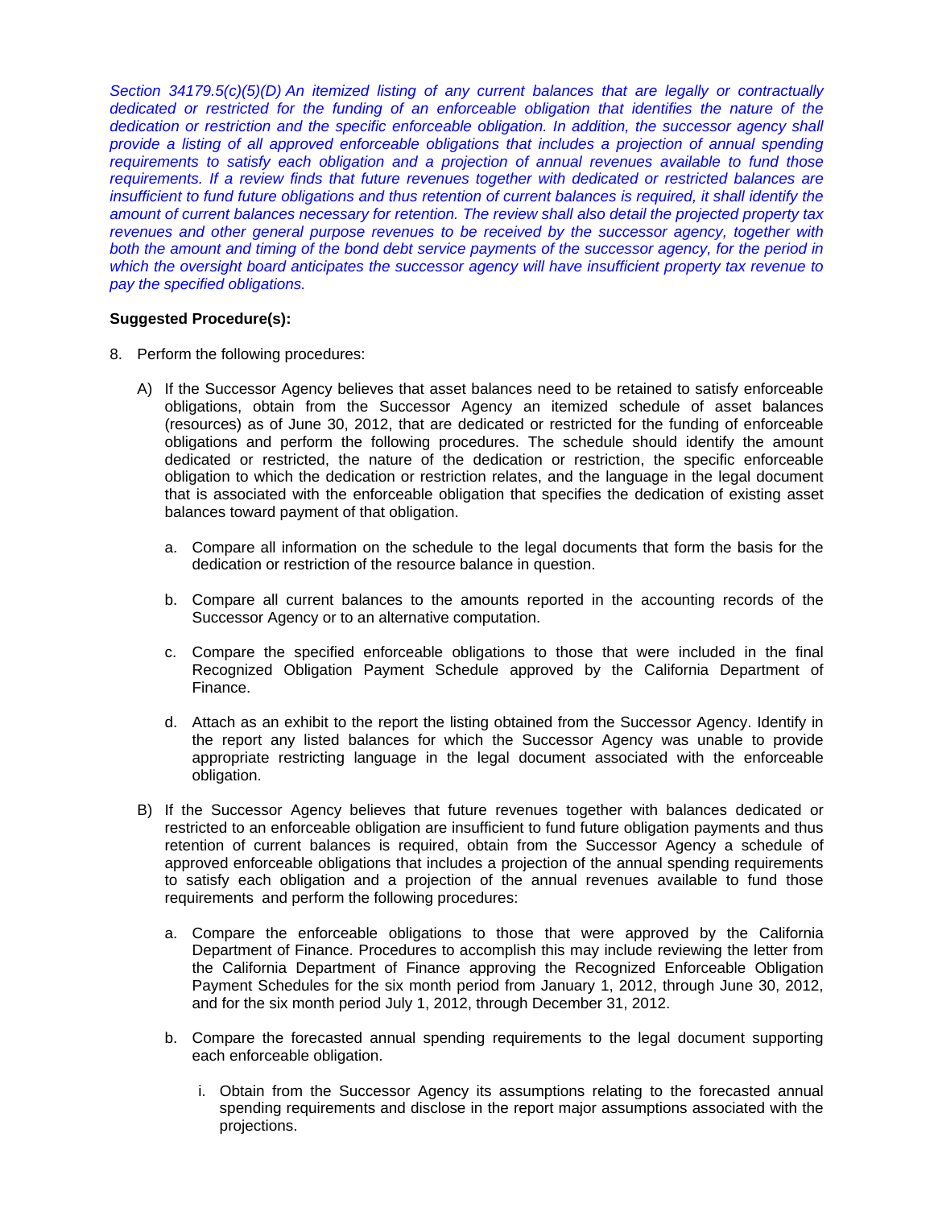*Section 34179.5(c)(5)(D) An itemized listing of any current balances that are legally or contractually dedicated or restricted for the funding of an enforceable obligation that identifies the nature of the dedication or restriction and the specific enforceable obligation. In addition, the successor agency shall provide a listing of all approved enforceable obligations that includes a projection of annual spending requirements to satisfy each obligation and a projection of annual revenues available to fund those requirements. If a review finds that future revenues together with dedicated or restricted balances are insufficient to fund future obligations and thus retention of current balances is required, it shall identify the amount of current balances necessary for retention. The review shall also detail the projected property tax revenues and other general purpose revenues to be received by the successor agency, together with both the amount and timing of the bond debt service payments of the successor agency, for the period in which the oversight board anticipates the successor agency will have insufficient property tax revenue to pay the specified obligations.*

**Suggested Procedure(s):**

8. Perform the following procedures:

   A) If the Successor Agency believes that asset balances need to be retained to satisfy enforceable obligations, obtain from the Successor Agency an itemized schedule of asset balances (resources) as of June 30, 2012, that are dedicated or restricted for the funding of enforceable obligations and perform the following procedures. The schedule should identify the amount dedicated or restricted, the nature of the dedication or restriction, the specific enforceable obligation to which the dedication or restriction relates, and the language in the legal document that is associated with the enforceable obligation that specifies the dedication of existing asset balances toward payment of that obligation.

      a. Compare all information on the schedule to the legal documents that form the basis for the dedication or restriction of the resource balance in question.

      b. Compare all current balances to the amounts reported in the accounting records of the Successor Agency or to an alternative computation.

      c. Compare the specified enforceable obligations to those that were included in the final Recognized Obligation Payment Schedule approved by the California Department of Finance.

      d. Attach as an exhibit to the report the listing obtained from the Successor Agency. Identify in the report any listed balances for which the Successor Agency was unable to provide appropriate restricting language in the legal document associated with the enforceable obligation.

   B) If the Successor Agency believes that future revenues together with balances dedicated or restricted to an enforceable obligation are insufficient to fund future obligation payments and thus retention of current balances is required, obtain from the Successor Agency a schedule of approved enforceable obligations that includes a projection of the annual spending requirements to satisfy each obligation and a projection of the annual revenues available to fund those requirements and perform the following procedures:

      a. Compare the enforceable obligations to those that were approved by the California Department of Finance. Procedures to accomplish this may include reviewing the letter from the California Department of Finance approving the Recognized Enforceable Obligation Payment Schedules for the six month period from January 1, 2012, through June 30, 2012, and for the six month period July 1, 2012, through December 31, 2012.

      b. Compare the forecasted annual spending requirements to the legal document supporting each enforceable obligation.

         i. Obtain from the Successor Agency its assumptions relating to the forecasted annual spending requirements and disclose in the report major assumptions associated with the projections.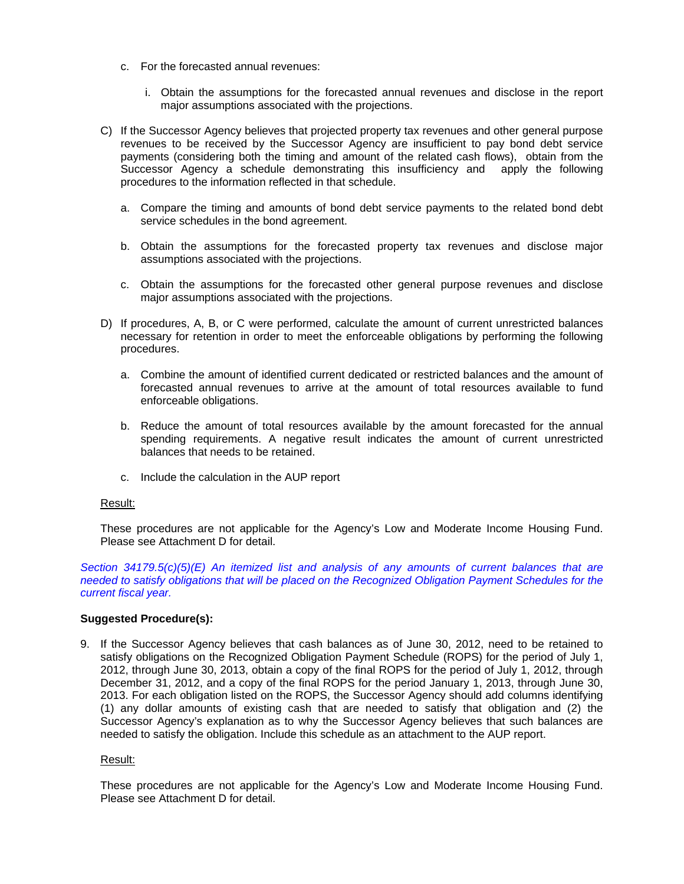c. For the forecasted annual revenues:

   i. Obtain the assumptions for the forecasted annual revenues and disclose in the report major assumptions associated with the projections.

C) If the Successor Agency believes that projected property tax revenues and other general purpose revenues to be received by the Successor Agency are insufficient to pay bond debt service payments (considering both the timing and amount of the related cash flows), obtain from the Successor Agency a schedule demonstrating this insufficiency and apply the following procedures to the information reflected in that schedule.

   a. Compare the timing and amounts of bond debt service payments to the related bond debt service schedules in the bond agreement.

   b. Obtain the assumptions for the forecasted property tax revenues and disclose major assumptions associated with the projections.

   c. Obtain the assumptions for the forecasted other general purpose revenues and disclose major assumptions associated with the projections.

D) If procedures, A, B, or C were performed, calculate the amount of current unrestricted balances necessary for retention in order to meet the enforceable obligations by performing the following procedures.

   a. Combine the amount of identified current dedicated or restricted balances and the amount of forecasted annual revenues to arrive at the amount of total resources available to fund enforceable obligations.

   b. Reduce the amount of total resources available by the amount forecasted for the annual spending requirements. A negative result indicates the amount of current unrestricted balances that needs to be retained.

   c. Include the calculation in the AUP report

Result:

These procedures are not applicable for the Agency's Low and Moderate Income Housing Fund. Please see Attachment D for detail.

*Section 34179.5(c)(5)(E) An itemized list and analysis of any amounts of current balances that are needed to satisfy obligations that will be placed on the Recognized Obligation Payment Schedules for the current fiscal year.*

**Suggested Procedure(s):**

9. If the Successor Agency believes that cash balances as of June 30, 2012, need to be retained to satisfy obligations on the Recognized Obligation Payment Schedule (ROPS) for the period of July 1, 2012, through June 30, 2013, obtain a copy of the final ROPS for the period of July 1, 2012, through December 31, 2012, and a copy of the final ROPS for the period January 1, 2013, through June 30, 2013. For each obligation listed on the ROPS, the Successor Agency should add columns identifying (1) any dollar amounts of existing cash that are needed to satisfy that obligation and (2) the Successor Agency's explanation as to why the Successor Agency believes that such balances are needed to satisfy the obligation. Include this schedule as an attachment to the AUP report.

   Result:

   These procedures are not applicable for the Agency's Low and Moderate Income Housing Fund. Please see Attachment D for detail.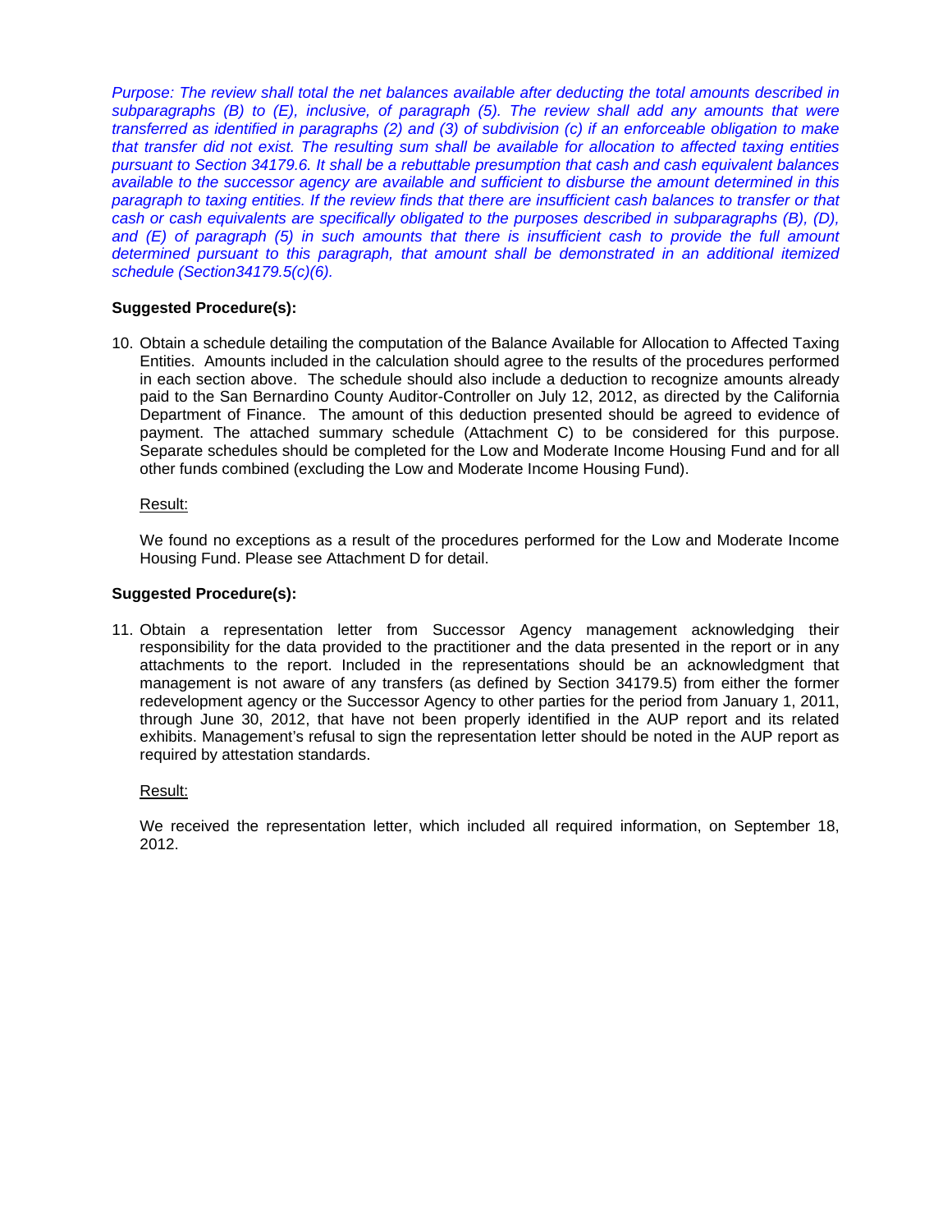*Purpose: The review shall total the net balances available after deducting the total amounts described in subparagraphs (B) to (E), inclusive, of paragraph (5). The review shall add any amounts that were transferred as identified in paragraphs (2) and (3) of subdivision (c) if an enforceable obligation to make that transfer did not exist. The resulting sum shall be available for allocation to affected taxing entities pursuant to Section 34179.6. It shall be a rebuttable presumption that cash and cash equivalent balances available to the successor agency are available and sufficient to disburse the amount determined in this paragraph to taxing entities. If the review finds that there are insufficient cash balances to transfer or that cash or cash equivalents are specifically obligated to the purposes described in subparagraphs (B), (D), and (E) of paragraph (5) in such amounts that there is insufficient cash to provide the full amount determined pursuant to this paragraph, that amount shall be demonstrated in an additional itemized schedule (Section34179.5(c)(6).*

**Suggested Procedure(s):**

10. Obtain a schedule detailing the computation of the Balance Available for Allocation to Affected Taxing Entities. Amounts included in the calculation should agree to the results of the procedures performed in each section above. The schedule should also include a deduction to recognize amounts already paid to the San Bernardino County Auditor-Controller on July 12, 2012, as directed by the California Department of Finance. The amount of this deduction presented should be agreed to evidence of payment. The attached summary schedule (Attachment C) to be considered for this purpose. Separate schedules should be completed for the Low and Moderate Income Housing Fund and for all other funds combined (excluding the Low and Moderate Income Housing Fund).

    Result:

    We found no exceptions as a result of the procedures performed for the Low and Moderate Income Housing Fund. Please see Attachment D for detail.

**Suggested Procedure(s):**

11. Obtain a representation letter from Successor Agency management acknowledging their responsibility for the data provided to the practitioner and the data presented in the report or in any attachments to the report. Included in the representations should be an acknowledgment that management is not aware of any transfers (as defined by Section 34179.5) from either the former redevelopment agency or the Successor Agency to other parties for the period from January 1, 2011, through June 30, 2012, that have not been properly identified in the AUP report and its related exhibits. Management's refusal to sign the representation letter should be noted in the AUP report as required by attestation standards.

    Result:

    We received the representation letter, which included all required information, on September 18, 2012.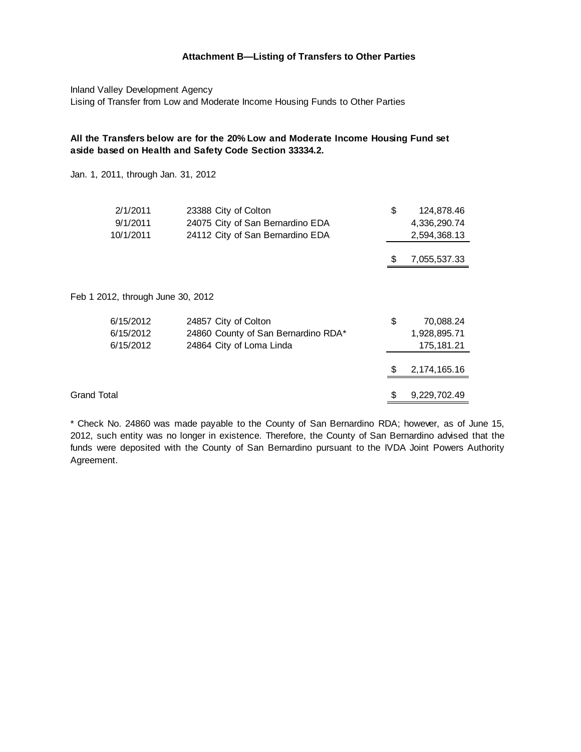### Attachment B—Listing of Transfers to Other Parties

Inland Valley Development Agency
Lising of Transfer from Low and Moderate Income Housing Funds to Other Parties

**All the Transfers below are for the 20% Low and Moderate Income Housing Fund set aside based on Health and Safety Code Section 33334.2.**

Jan. 1, 2011, through Jan. 31, 2012

| Date | Check No. / Payee | Amount |
|---|---|---|
| 2/1/2011 | 23388 City of Colton | $ 124,878.46 |
| 9/1/2011 | 24075 City of San Bernardino EDA | 4,336,290.74 |
| 10/1/2011 | 24112 City of San Bernardino EDA | 2,594,368.13 |
| | | $ 7,055,537.33 |

Feb 1 2012, through June 30, 2012

| Date | Check No. / Payee | Amount |
|---|---|---|
| 6/15/2012 | 24857 City of Colton | $ 70,088.24 |
| 6/15/2012 | 24860 County of San Bernardino RDA* | 1,928,895.71 |
| 6/15/2012 | 24864 City of Loma Linda | 175,181.21 |
| | | $ 2,174,165.16 |
| Grand Total | | $ 9,229,702.49 |

* Check No. 24860 was made payable to the County of San Bernardino RDA; however, as of June 15, 2012, such entity was no longer in existence. Therefore, the County of San Bernardino advised that the funds were deposited with the County of San Bernardino pursuant to the IVDA Joint Powers Authority Agreement.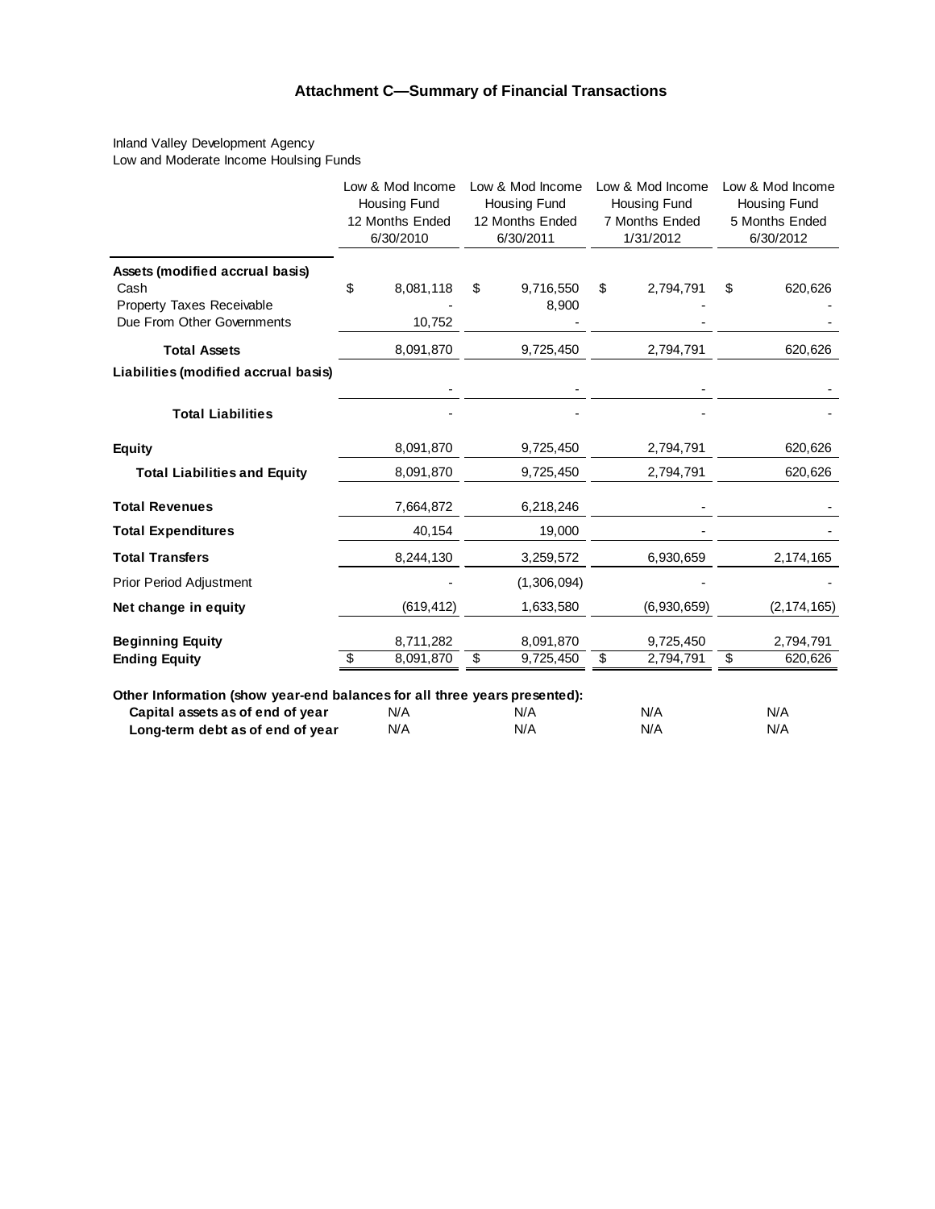# Attachment C—Summary of Financial Transactions

Inland Valley Development Agency
Low and Moderate Income Houlsing Funds

| | Low & Mod Income Housing Fund 12 Months Ended 6/30/2010 | Low & Mod Income Housing Fund 12 Months Ended 6/30/2011 | Low & Mod Income Housing Fund 7 Months Ended 1/31/2012 | Low & Mod Income Housing Fund 5 Months Ended 6/30/2012 |
|---|---|---|---|---|
| **Assets (modified accrual basis)** | | | | |
| Cash | $ 8,081,118 | $ 9,716,550 | $ 2,794,791 | $ 620,626 |
| Property Taxes Receivable | - | 8,900 | - | - |
| Due From Other Governments | 10,752 | - | - | - |
| **Total Assets** | 8,091,870 | 9,725,450 | 2,794,791 | 620,626 |
| **Liabilities (modified accrual basis)** | | | | |
| | - | - | - | - |
| **Total Liabilities** | - | - | - | - |
| **Equity** | 8,091,870 | 9,725,450 | 2,794,791 | 620,626 |
| **Total Liabilities and Equity** | 8,091,870 | 9,725,450 | 2,794,791 | 620,626 |
| **Total Revenues** | 7,664,872 | 6,218,246 | - | - |
| **Total Expenditures** | 40,154 | 19,000 | - | - |
| **Total Transfers** | 8,244,130 | 3,259,572 | 6,930,659 | 2,174,165 |
| Prior Period Adjustment | - | (1,306,094) | - | - |
| **Net change in equity** | (619,412) | 1,633,580 | (6,930,659) | (2,174,165) |
| **Beginning Equity** | 8,711,282 | 8,091,870 | 9,725,450 | 2,794,791 |
| **Ending Equity** | $ 8,091,870 | $ 9,725,450 | $ 2,794,791 | $ 620,626 |

**Other Information (show year-end balances for all three years presented):**

| | | | | |
|---|---|---|---|---|
| **Capital assets as of end of year** | N/A | N/A | N/A | N/A |
| **Long-term debt as of end of year** | N/A | N/A | N/A | N/A |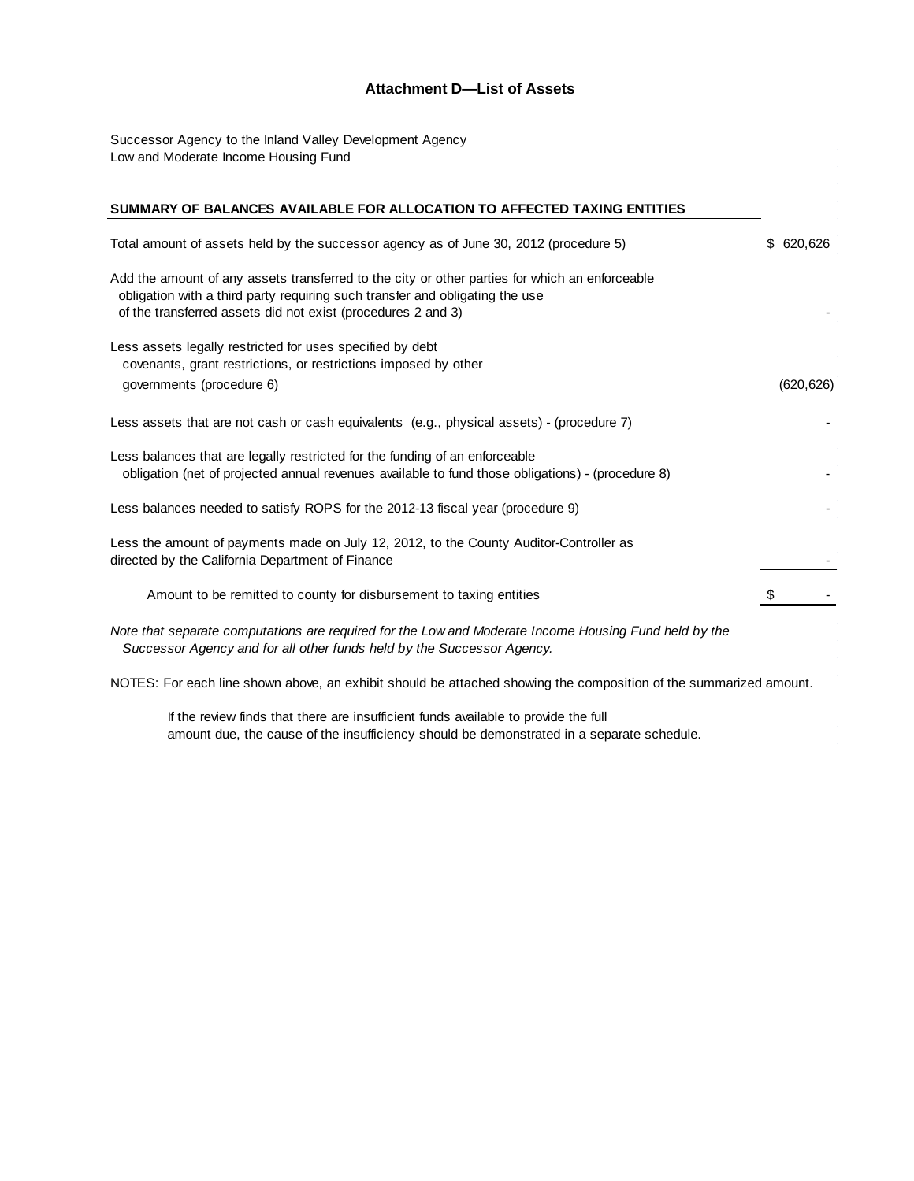## Attachment D—List of Assets

Successor Agency to the Inland Valley Development Agency
Low and Moderate Income Housing Fund

**SUMMARY OF BALANCES AVAILABLE FOR ALLOCATION TO AFFECTED TAXING ENTITIES**

| | |
|---|---|
| Total amount of assets held by the successor agency as of June 30, 2012 (procedure 5) | $ 620,626 |
| Add the amount of any assets transferred to the city or other parties for which an enforceable obligation with a third party requiring such transfer and obligating the use of the transferred assets did not exist (procedures 2 and 3) | - |
| Less assets legally restricted for uses specified by debt covenants, grant restrictions, or restrictions imposed by other governments (procedure 6) | (620,626) |
| Less assets that are not cash or cash equivalents (e.g., physical assets) - (procedure 7) | - |
| Less balances that are legally restricted for the funding of an enforceable obligation (net of projected annual revenues available to fund those obligations) - (procedure 8) | - |
| Less balances needed to satisfy ROPS for the 2012-13 fiscal year (procedure 9) | - |
| Less the amount of payments made on July 12, 2012, to the County Auditor-Controller as directed by the California Department of Finance | - |
| Amount to be remitted to county for disbursement to taxing entities | $ - |

*Note that separate computations are required for the Low and Moderate Income Housing Fund held by the Successor Agency and for all other funds held by the Successor Agency.*

NOTES: For each line shown above, an exhibit should be attached showing the composition of the summarized amount.

If the review finds that there are insufficient funds available to provide the full amount due, the cause of the insufficiency should be demonstrated in a separate schedule.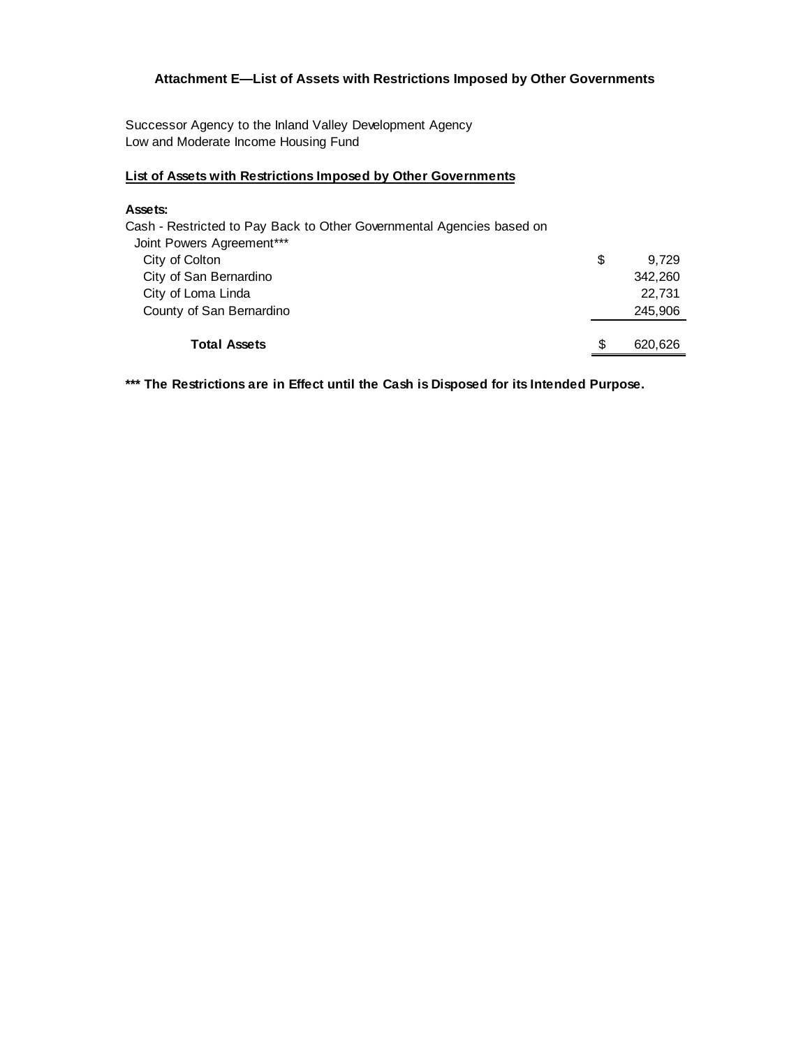### Attachment E—List of Assets with Restrictions Imposed by Other Governments

Successor Agency to the Inland Valley Development Agency
Low and Moderate Income Housing Fund

**List of Assets with Restrictions Imposed by Other Governments**

| | | |
|---|---|---|
| **Assets:** | | |
| Cash - Restricted to Pay Back to Other Governmental Agencies based on Joint Powers Agreement*** | | |
| City of Colton | $ | 9,729 |
| City of San Bernardino | | 342,260 |
| City of Loma Linda | | 22,731 |
| County of San Bernardino | | 245,906 |
| **Total Assets** | $ | 620,626 |

**\*\*\* The Restrictions are in Effect until the Cash is Disposed for its Intended Purpose.**